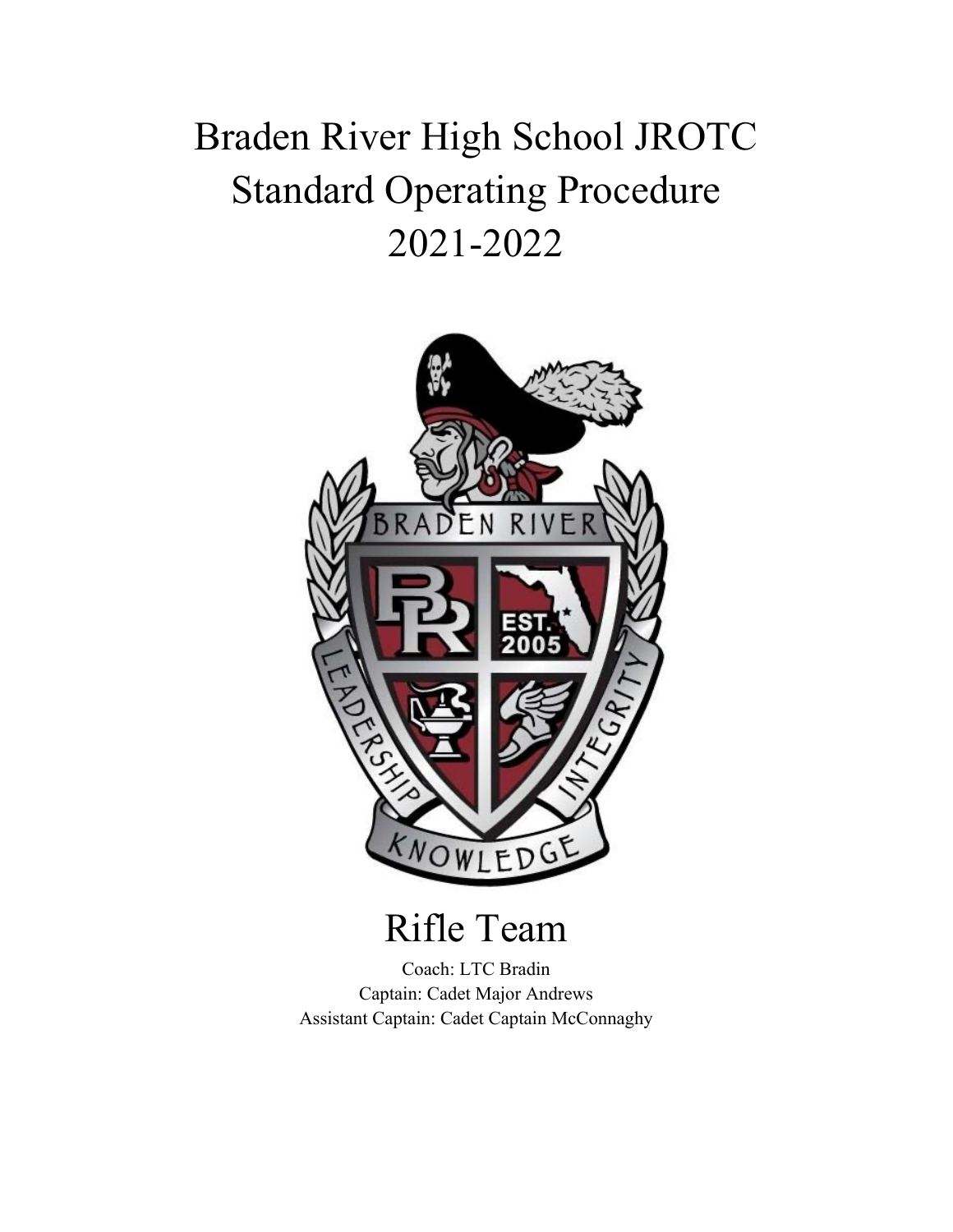# Braden River High School JROTC
# Standard Operating Procedure
# 2021-2022

## Rifle Team

Coach: LTC Bradin
Captain: Cadet Major Andrews
Assistant Captain: Cadet Captain McConnaghy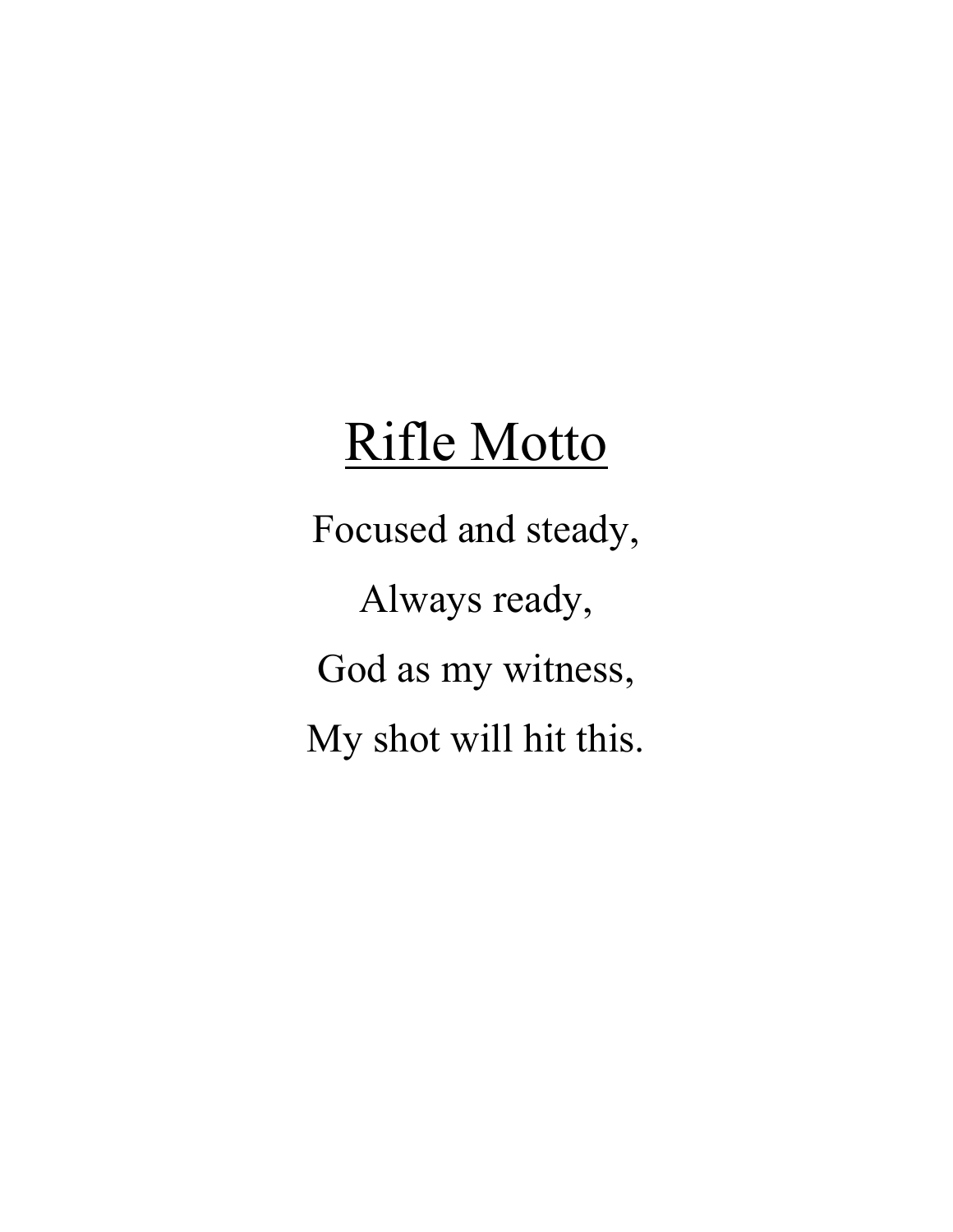# Rifle Motto

Focused and steady,

Always ready,

God as my witness,

My shot will hit this.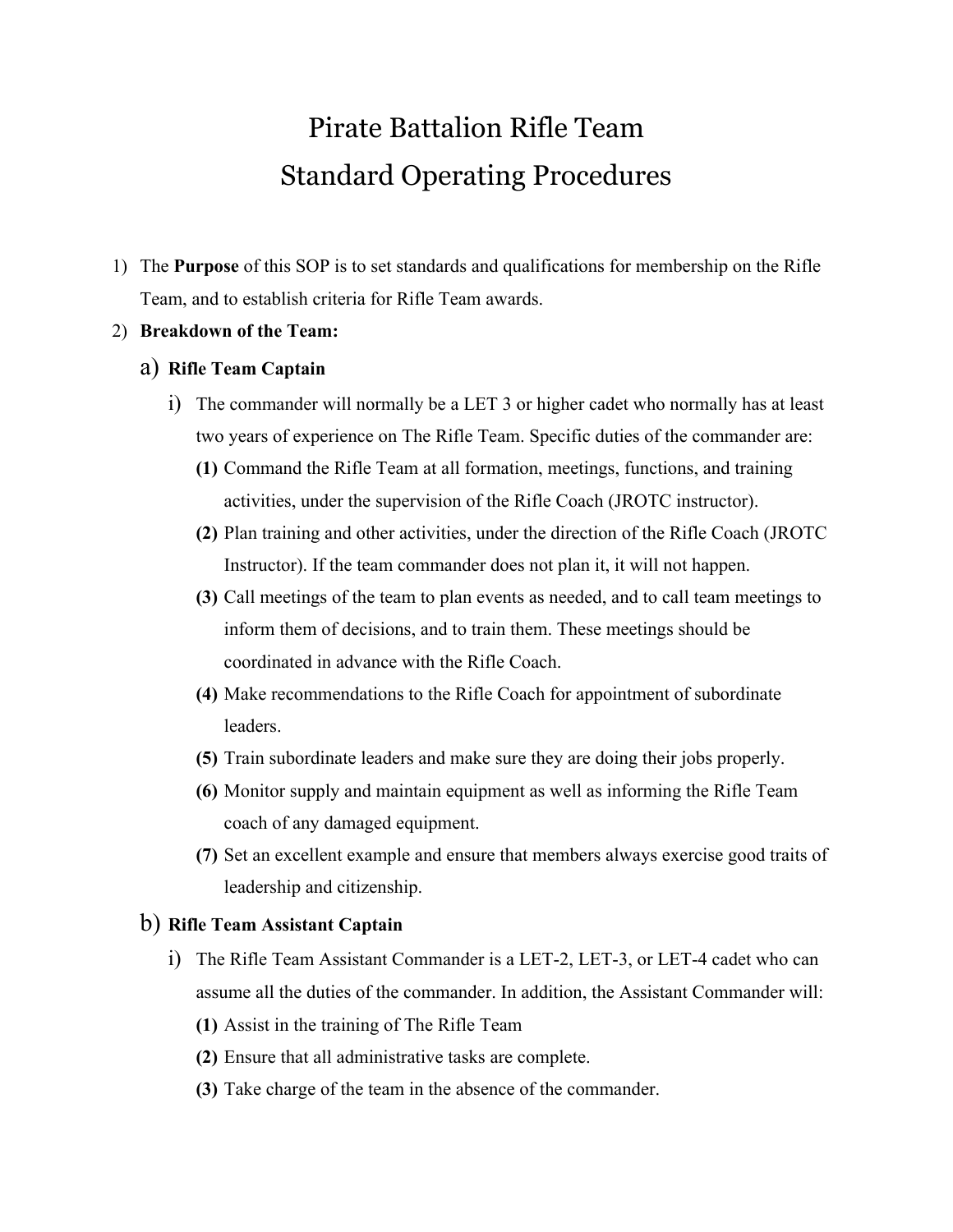# Pirate Battalion Rifle Team
# Standard Operating Procedures

1) The **Purpose** of this SOP is to set standards and qualifications for membership on the Rifle Team, and to establish criteria for Rifle Team awards.

2) **Breakdown of the Team:**

   a) **Rifle Team Captain**

      i) The commander will normally be a LET 3 or higher cadet who normally has at least two years of experience on The Rifle Team. Specific duties of the commander are:

         **(1)** Command the Rifle Team at all formation, meetings, functions, and training activities, under the supervision of the Rifle Coach (JROTC instructor).

         **(2)** Plan training and other activities, under the direction of the Rifle Coach (JROTC Instructor). If the team commander does not plan it, it will not happen.

         **(3)** Call meetings of the team to plan events as needed, and to call team meetings to inform them of decisions, and to train them. These meetings should be coordinated in advance with the Rifle Coach.

         **(4)** Make recommendations to the Rifle Coach for appointment of subordinate leaders.

         **(5)** Train subordinate leaders and make sure they are doing their jobs properly.

         **(6)** Monitor supply and maintain equipment as well as informing the Rifle Team coach of any damaged equipment.

         **(7)** Set an excellent example and ensure that members always exercise good traits of leadership and citizenship.

   b) **Rifle Team Assistant Captain**

      i) The Rifle Team Assistant Commander is a LET-2, LET-3, or LET-4 cadet who can assume all the duties of the commander. In addition, the Assistant Commander will:

         **(1)** Assist in the training of The Rifle Team

         **(2)** Ensure that all administrative tasks are complete.

         **(3)** Take charge of the team in the absence of the commander.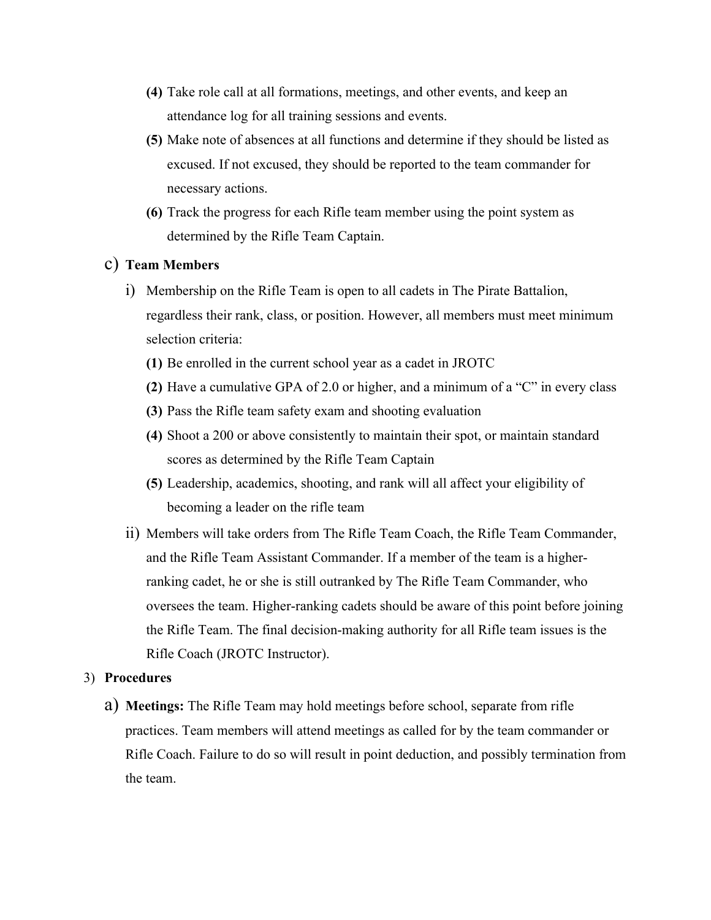(4) Take role call at all formations, meetings, and other events, and keep an attendance log for all training sessions and events.

(5) Make note of absences at all functions and determine if they should be listed as excused. If not excused, they should be reported to the team commander for necessary actions.

(6) Track the progress for each Rifle team member using the point system as determined by the Rifle Team Captain.

c) **Team Members**

i) Membership on the Rifle Team is open to all cadets in The Pirate Battalion, regardless their rank, class, or position. However, all members must meet minimum selection criteria:

**(1)** Be enrolled in the current school year as a cadet in JROTC

**(2)** Have a cumulative GPA of 2.0 or higher, and a minimum of a "C" in every class

**(3)** Pass the Rifle team safety exam and shooting evaluation

**(4)** Shoot a 200 or above consistently to maintain their spot, or maintain standard scores as determined by the Rifle Team Captain

**(5)** Leadership, academics, shooting, and rank will all affect your eligibility of becoming a leader on the rifle team

ii) Members will take orders from The Rifle Team Coach, the Rifle Team Commander, and the Rifle Team Assistant Commander. If a member of the team is a higher-ranking cadet, he or she is still outranked by The Rifle Team Commander, who oversees the team. Higher-ranking cadets should be aware of this point before joining the Rifle Team. The final decision-making authority for all Rifle team issues is the Rifle Coach (JROTC Instructor).

3) **Procedures**

a) **Meetings:** The Rifle Team may hold meetings before school, separate from rifle practices. Team members will attend meetings as called for by the team commander or Rifle Coach. Failure to do so will result in point deduction, and possibly termination from the team.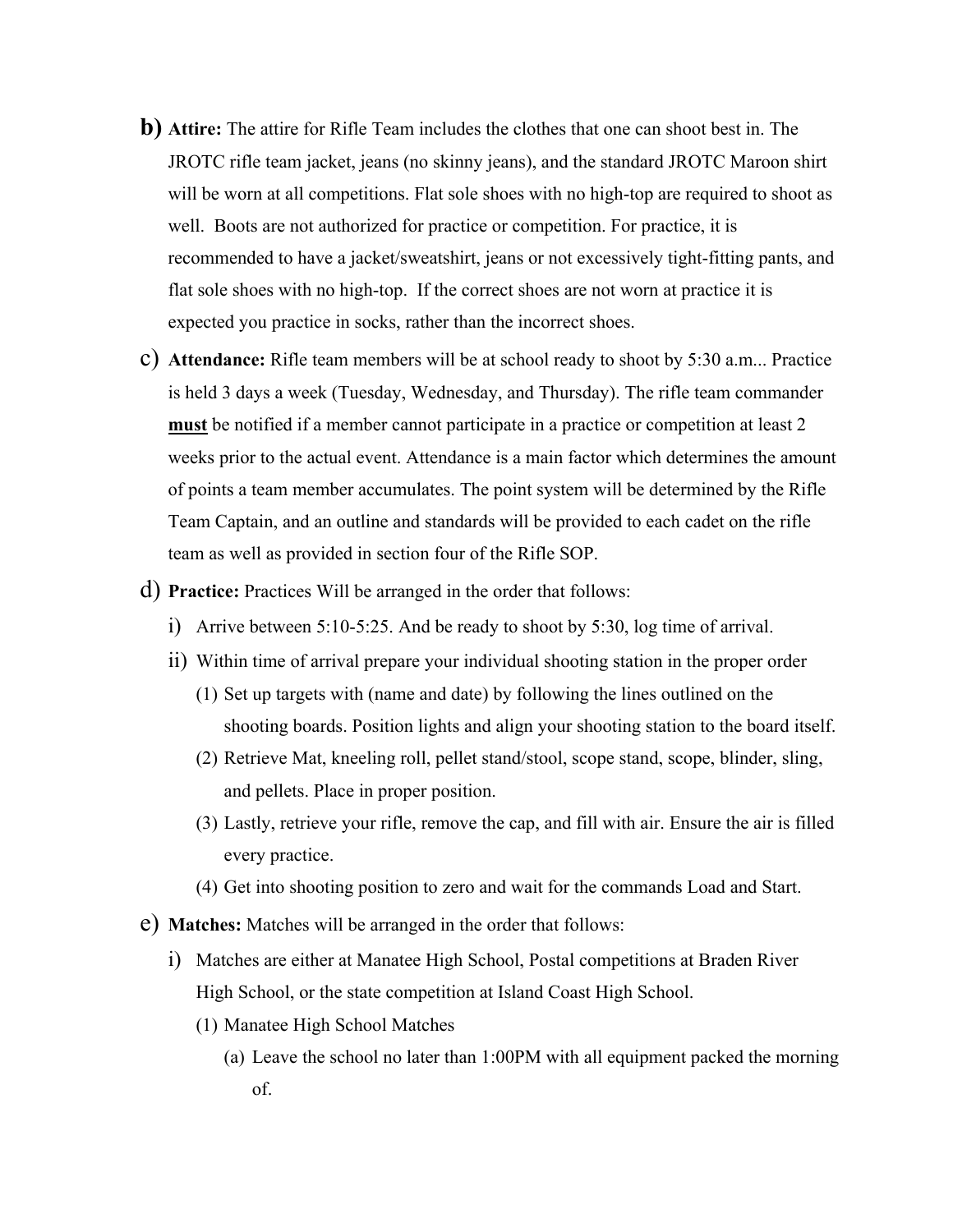b) **Attire:** The attire for Rifle Team includes the clothes that one can shoot best in. The JROTC rifle team jacket, jeans (no skinny jeans), and the standard JROTC Maroon shirt will be worn at all competitions. Flat sole shoes with no high-top are required to shoot as well. Boots are not authorized for practice or competition. For practice, it is recommended to have a jacket/sweatshirt, jeans or not excessively tight-fitting pants, and flat sole shoes with no high-top. If the correct shoes are not worn at practice it is expected you practice in socks, rather than the incorrect shoes.

c) **Attendance:** Rifle team members will be at school ready to shoot by 5:30 a.m... Practice is held 3 days a week (Tuesday, Wednesday, and Thursday). The rifle team commander <u>**must**</u> be notified if a member cannot participate in a practice or competition at least 2 weeks prior to the actual event. Attendance is a main factor which determines the amount of points a team member accumulates. The point system will be determined by the Rifle Team Captain, and an outline and standards will be provided to each cadet on the rifle team as well as provided in section four of the Rifle SOP.

d) **Practice:** Practices Will be arranged in the order that follows:

   i) Arrive between 5:10-5:25. And be ready to shoot by 5:30, log time of arrival.

   ii) Within time of arrival prepare your individual shooting station in the proper order

      (1) Set up targets with (name and date) by following the lines outlined on the shooting boards. Position lights and align your shooting station to the board itself.

      (2) Retrieve Mat, kneeling roll, pellet stand/stool, scope stand, scope, blinder, sling, and pellets. Place in proper position.

      (3) Lastly, retrieve your rifle, remove the cap, and fill with air. Ensure the air is filled every practice.

      (4) Get into shooting position to zero and wait for the commands Load and Start.

e) **Matches:** Matches will be arranged in the order that follows:

   i) Matches are either at Manatee High School, Postal competitions at Braden River High School, or the state competition at Island Coast High School.

      (1) Manatee High School Matches

         (a) Leave the school no later than 1:00PM with all equipment packed the morning of.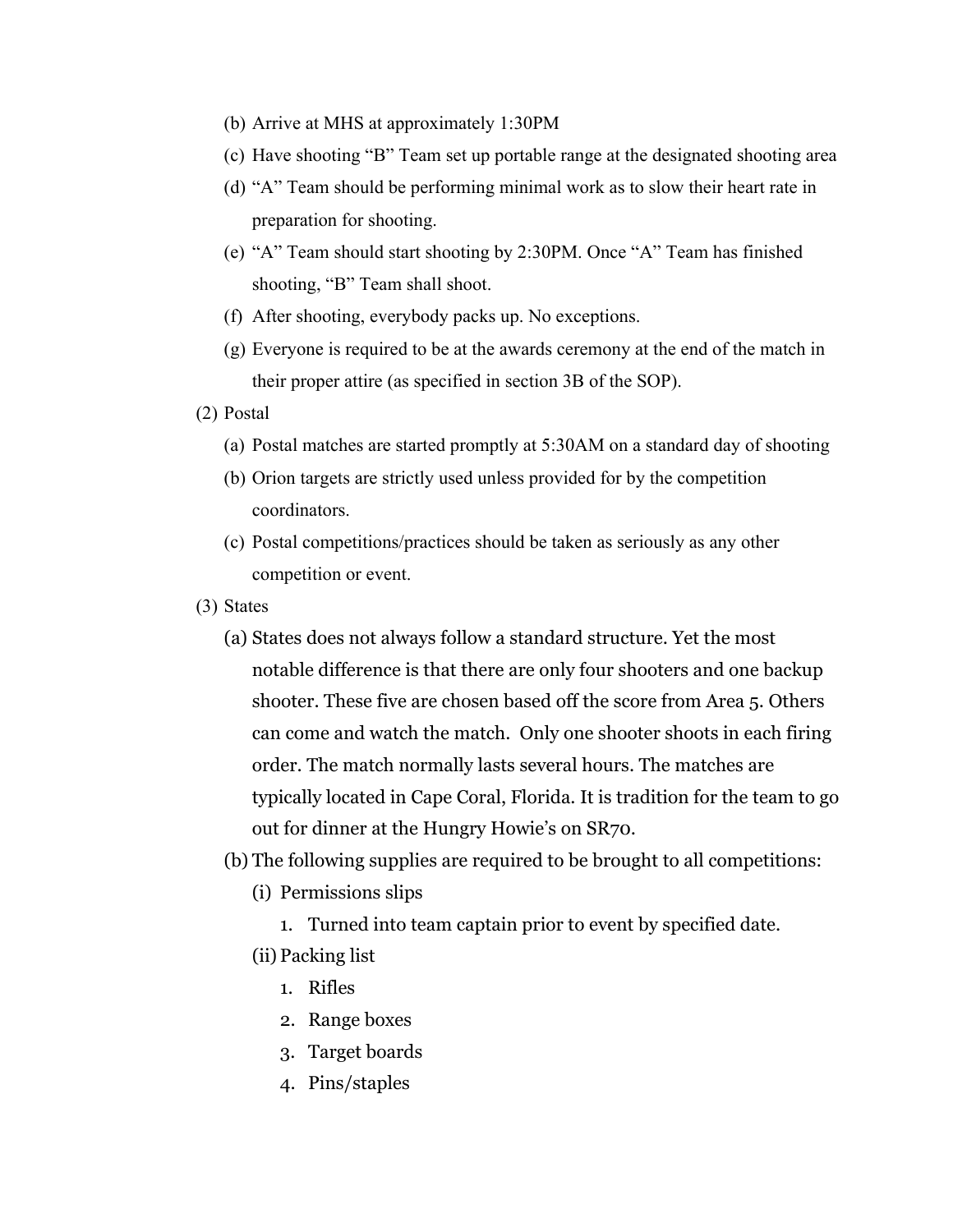(b) Arrive at MHS at approximately 1:30PM

(c) Have shooting "B" Team set up portable range at the designated shooting area

(d) "A" Team should be performing minimal work as to slow their heart rate in preparation for shooting.

(e) "A" Team should start shooting by 2:30PM. Once "A" Team has finished shooting, "B" Team shall shoot.

(f) After shooting, everybody packs up. No exceptions.

(g) Everyone is required to be at the awards ceremony at the end of the match in their proper attire (as specified in section 3B of the SOP).

(2) Postal

(a) Postal matches are started promptly at 5:30AM on a standard day of shooting

(b) Orion targets are strictly used unless provided for by the competition coordinators.

(c) Postal competitions/practices should be taken as seriously as any other competition or event.

(3) States

(a) States does not always follow a standard structure. Yet the most notable difference is that there are only four shooters and one backup shooter. These five are chosen based off the score from Area 5. Others can come and watch the match. Only one shooter shoots in each firing order. The match normally lasts several hours. The matches are typically located in Cape Coral, Florida. It is tradition for the team to go out for dinner at the Hungry Howie's on SR70.

(b) The following supplies are required to be brought to all competitions:

(i) Permissions slips

1. Turned into team captain prior to event by specified date.

(ii) Packing list

1. Rifles
2. Range boxes
3. Target boards
4. Pins/staples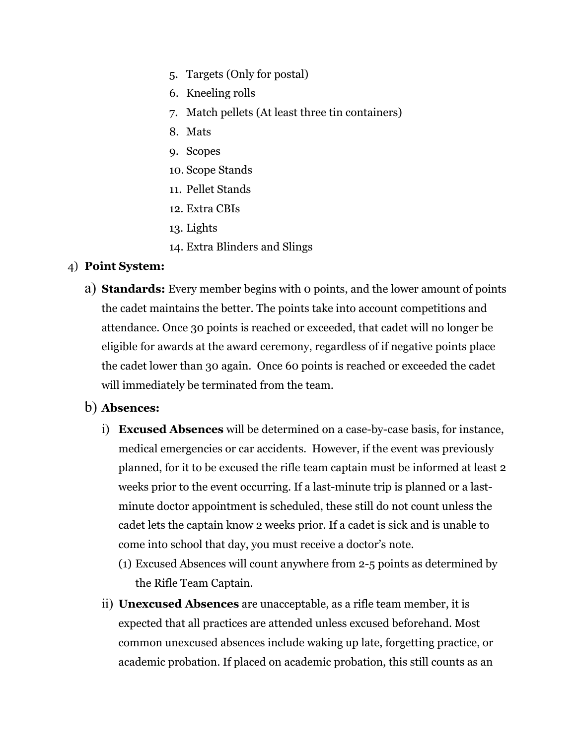5. Targets (Only for postal)
6. Kneeling rolls
7. Match pellets (At least three tin containers)
8. Mats
9. Scopes
10. Scope Stands
11. Pellet Stands
12. Extra CBIs
13. Lights
14. Extra Blinders and Slings

4) **Point System:**

a) **Standards:** Every member begins with 0 points, and the lower amount of points the cadet maintains the better. The points take into account competitions and attendance. Once 30 points is reached or exceeded, that cadet will no longer be eligible for awards at the award ceremony, regardless of if negative points place the cadet lower than 30 again. Once 60 points is reached or exceeded the cadet will immediately be terminated from the team.

b) **Absences:**

i) **Excused Absences** will be determined on a case-by-case basis, for instance, medical emergencies or car accidents. However, if the event was previously planned, for it to be excused the rifle team captain must be informed at least 2 weeks prior to the event occurring. If a last-minute trip is planned or a last-minute doctor appointment is scheduled, these still do not count unless the cadet lets the captain know 2 weeks prior. If a cadet is sick and is unable to come into school that day, you must receive a doctor's note.

(1) Excused Absences will count anywhere from 2-5 points as determined by the Rifle Team Captain.

ii) **Unexcused Absences** are unacceptable, as a rifle team member, it is expected that all practices are attended unless excused beforehand. Most common unexcused absences include waking up late, forgetting practice, or academic probation. If placed on academic probation, this still counts as an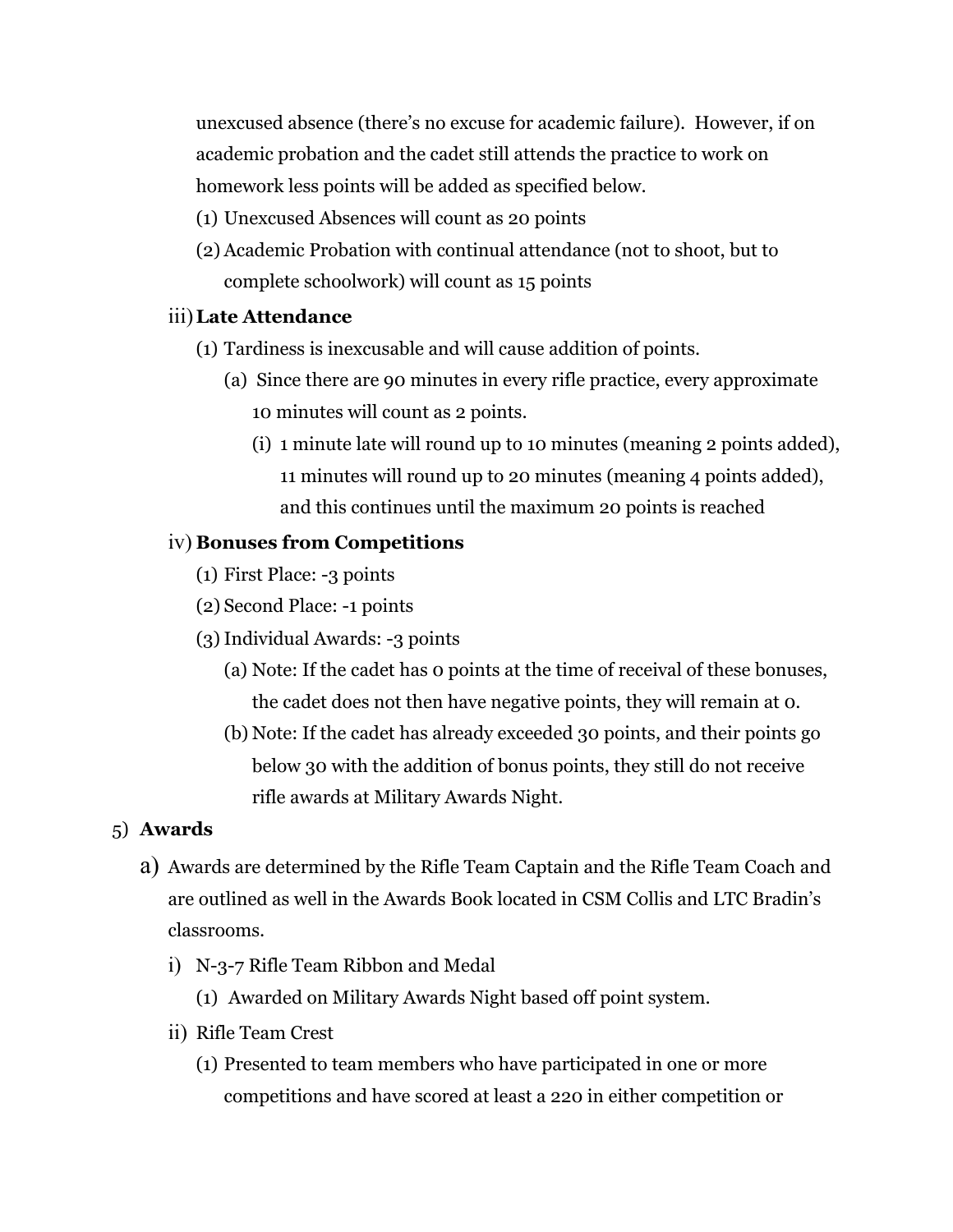unexcused absence (there's no excuse for academic failure). However, if on academic probation and the cadet still attends the practice to work on homework less points will be added as specified below.

(1) Unexcused Absences will count as 20 points

(2) Academic Probation with continual attendance (not to shoot, but to complete schoolwork) will count as 15 points

iii) **Late Attendance**

(1) Tardiness is inexcusable and will cause addition of points.

(a) Since there are 90 minutes in every rifle practice, every approximate 10 minutes will count as 2 points.

(i) 1 minute late will round up to 10 minutes (meaning 2 points added), 11 minutes will round up to 20 minutes (meaning 4 points added), and this continues until the maximum 20 points is reached

iv) **Bonuses from Competitions**

(1) First Place: -3 points

(2) Second Place: -1 points

(3) Individual Awards: -3 points

(a) Note: If the cadet has 0 points at the time of receival of these bonuses, the cadet does not then have negative points, they will remain at 0.

(b) Note: If the cadet has already exceeded 30 points, and their points go below 30 with the addition of bonus points, they still do not receive rifle awards at Military Awards Night.

5) **Awards**

a) Awards are determined by the Rifle Team Captain and the Rifle Team Coach and are outlined as well in the Awards Book located in CSM Collis and LTC Bradin's classrooms.

i) N-3-7 Rifle Team Ribbon and Medal

(1) Awarded on Military Awards Night based off point system.

ii) Rifle Team Crest

(1) Presented to team members who have participated in one or more competitions and have scored at least a 220 in either competition or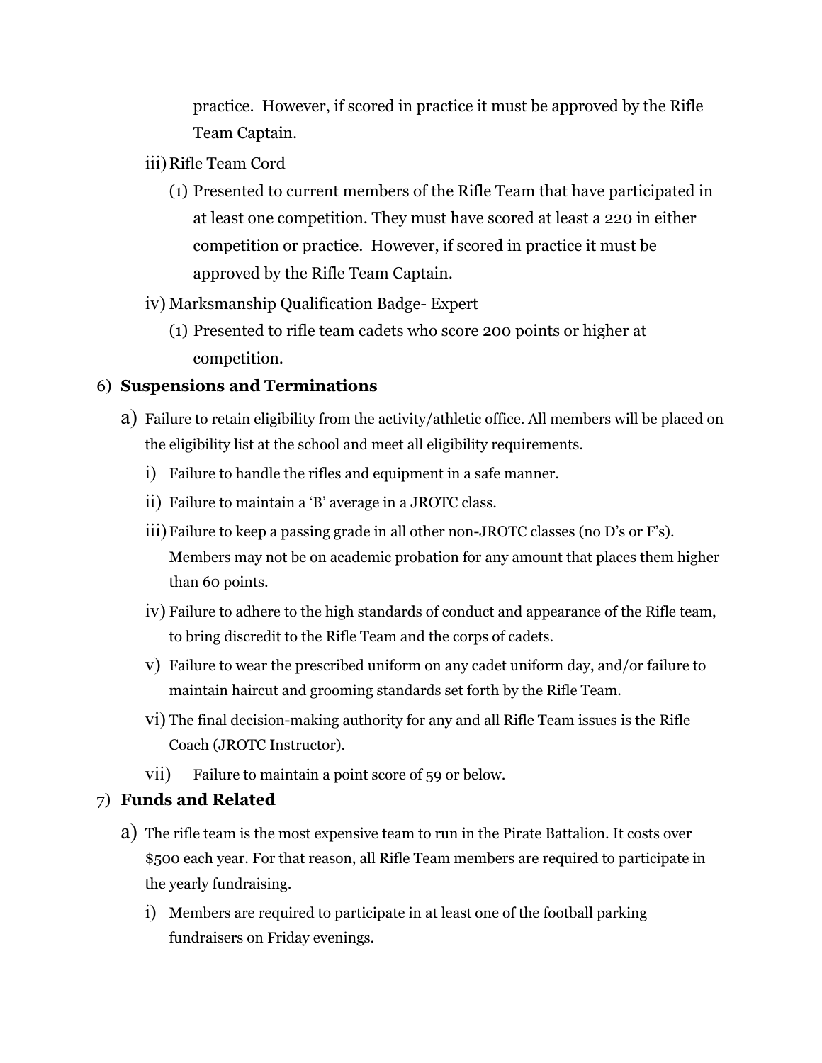practice. However, if scored in practice it must be approved by the Rifle Team Captain.

iii) Rifle Team Cord

(1) Presented to current members of the Rifle Team that have participated in at least one competition. They must have scored at least a 220 in either competition or practice. However, if scored in practice it must be approved by the Rifle Team Captain.

iv) Marksmanship Qualification Badge- Expert

(1) Presented to rifle team cadets who score 200 points or higher at competition.

6) **Suspensions and Terminations**

a) Failure to retain eligibility from the activity/athletic office. All members will be placed on the eligibility list at the school and meet all eligibility requirements.

i) Failure to handle the rifles and equipment in a safe manner.

ii) Failure to maintain a 'B' average in a JROTC class.

iii) Failure to keep a passing grade in all other non-JROTC classes (no D's or F's). Members may not be on academic probation for any amount that places them higher than 60 points.

iv) Failure to adhere to the high standards of conduct and appearance of the Rifle team, to bring discredit to the Rifle Team and the corps of cadets.

v) Failure to wear the prescribed uniform on any cadet uniform day, and/or failure to maintain haircut and grooming standards set forth by the Rifle Team.

vi) The final decision-making authority for any and all Rifle Team issues is the Rifle Coach (JROTC Instructor).

vii) Failure to maintain a point score of 59 or below.

7) **Funds and Related**

a) The rifle team is the most expensive team to run in the Pirate Battalion. It costs over $500 each year. For that reason, all Rifle Team members are required to participate in the yearly fundraising.

i) Members are required to participate in at least one of the football parking fundraisers on Friday evenings.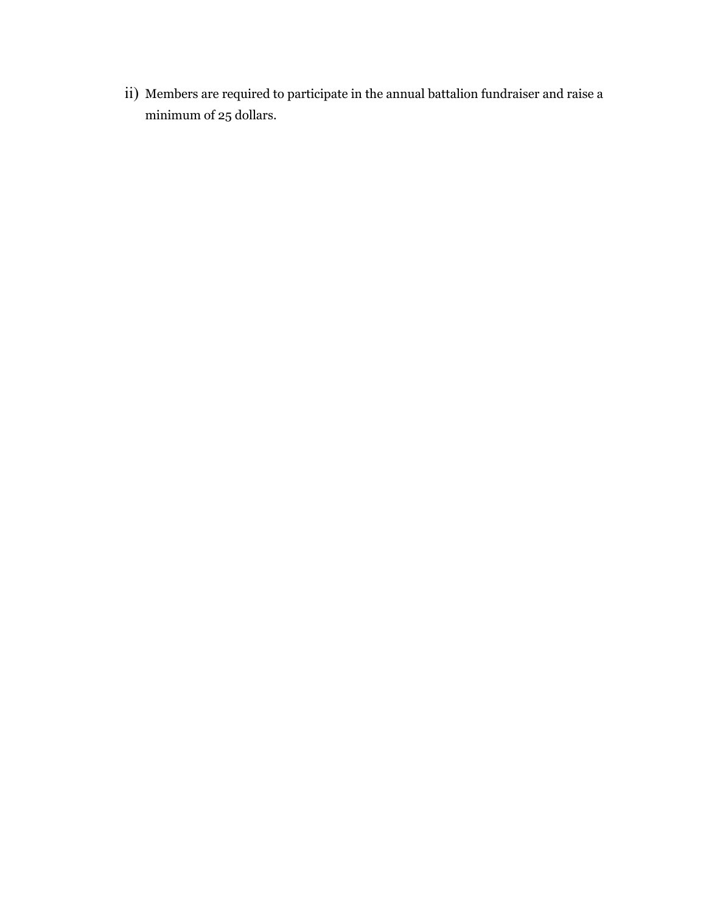ii) Members are required to participate in the annual battalion fundraiser and raise a minimum of 25 dollars.